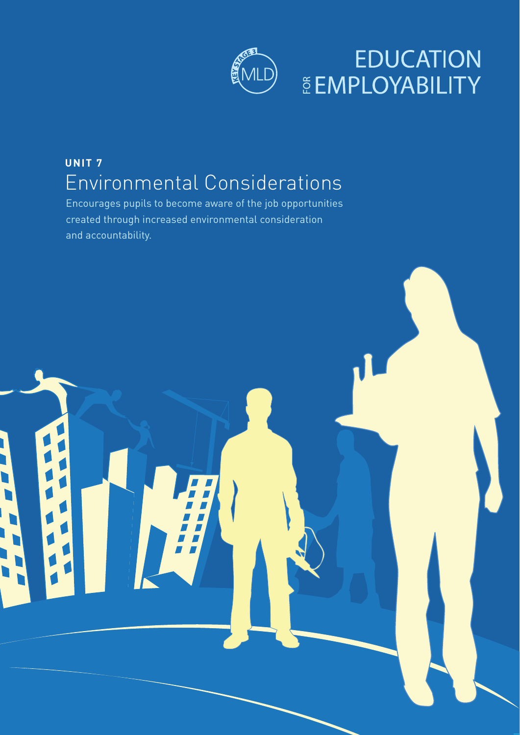KEY STAGE 3 MLD

# EDUCATION FOR EMPLOYABILITY

## UNIT 7
# Environmental Considerations

Encourages pupils to become aware of the job opportunities created through increased environmental consideration and accountability.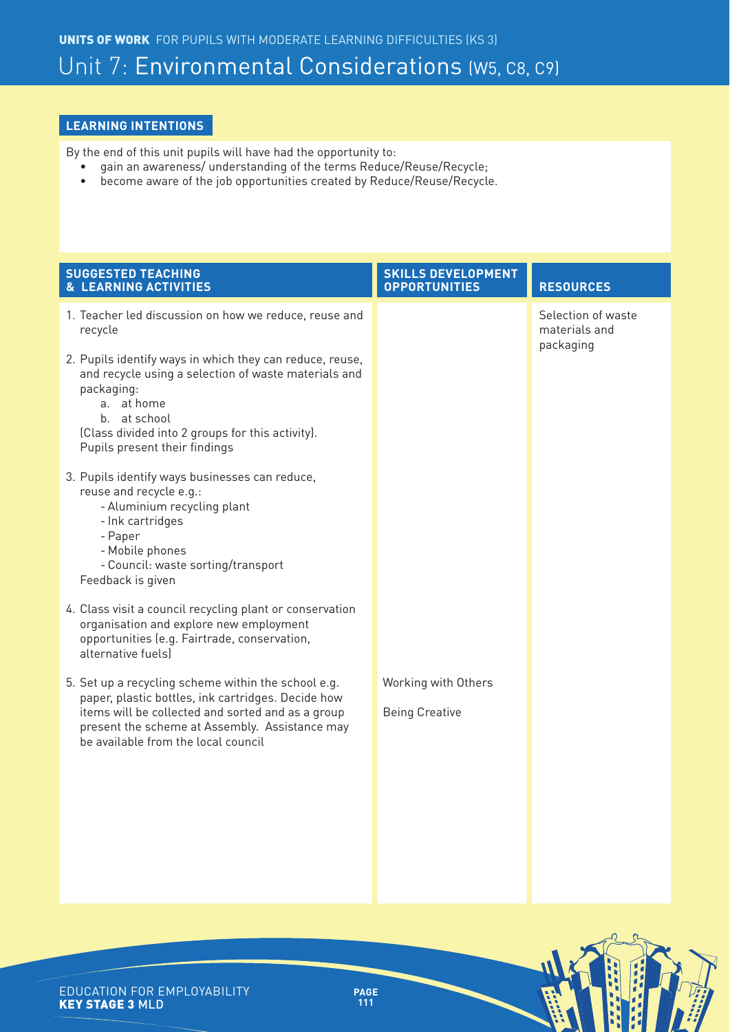**UNITS OF WORK** FOR PUPILS WITH MODERATE LEARNING DIFFICULTIES (KS 3)

# Unit 7: Environmental Considerations (W5, C8, C9)

## LEARNING INTENTIONS

By the end of this unit pupils will have had the opportunity to:

- gain an awareness/ understanding of the terms Reduce/Reuse/Recycle;
- become aware of the job opportunities created by Reduce/Reuse/Recycle.

| SUGGESTED TEACHING & LEARNING ACTIVITIES | SKILLS DEVELOPMENT OPPORTUNITIES | RESOURCES |
|---|---|---|
| 1. Teacher led discussion on how we reduce, reuse and recycle | | Selection of waste materials and packaging |
| 2. Pupils identify ways in which they can reduce, reuse, and recycle using a selection of waste materials and packaging:<br>a. at home<br>b. at school<br>(Class divided into 2 groups for this activity).<br>Pupils present their findings | | |
| 3. Pupils identify ways businesses can reduce, reuse and recycle e.g.:<br>- Aluminium recycling plant<br>- Ink cartridges<br>- Paper<br>- Mobile phones<br>- Council: waste sorting/transport<br>Feedback is given | | |
| 4. Class visit a council recycling plant or conservation organisation and explore new employment opportunities (e.g. Fairtrade, conservation, alternative fuels) | | |
| 5. Set up a recycling scheme within the school e.g. paper, plastic bottles, ink cartridges. Decide how items will be collected and sorted and as a group present the scheme at Assembly. Assistance may be available from the local council | Working with Others<br><br>Being Creative | |